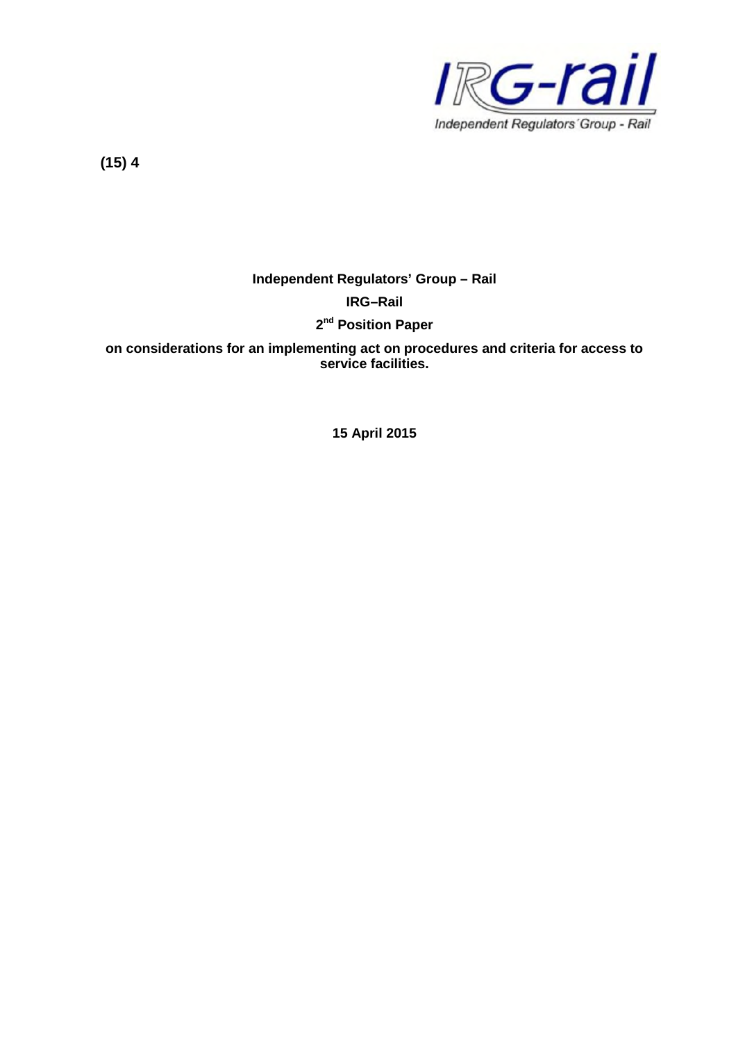IRG-rail
Independent Regulators´Group - Rail

**(15) 4**

**Independent Regulators' Group – Rail**

**IRG–Rail**

**2nd Position Paper**

**on considerations for an implementing act on procedures and criteria for access to service facilities.**

**15 April 2015**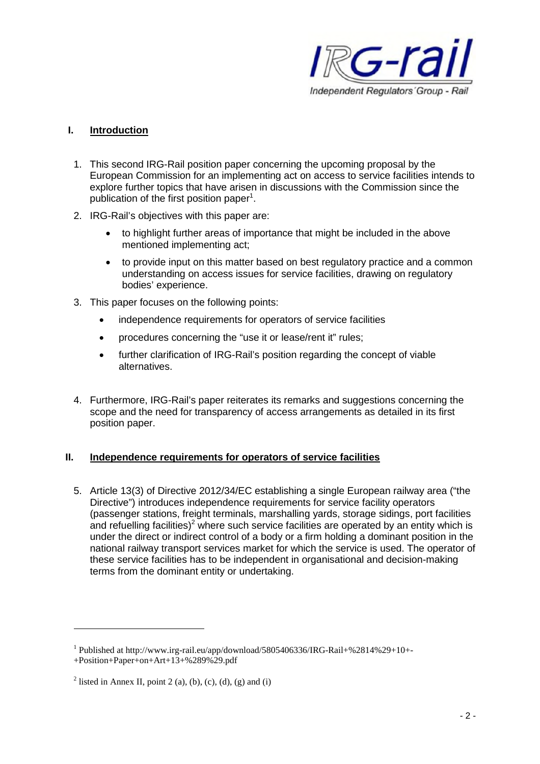## I. Introduction

1. This second IRG-Rail position paper concerning the upcoming proposal by the European Commission for an implementing act on access to service facilities intends to explore further topics that have arisen in discussions with the Commission since the publication of the first position paper[1].
2. IRG-Rail's objectives with this paper are:
   - to highlight further areas of importance that might be included in the above mentioned implementing act;
   - to provide input on this matter based on best regulatory practice and a common understanding on access issues for service facilities, drawing on regulatory bodies' experience.
3. This paper focuses on the following points:
   - independence requirements for operators of service facilities
   - procedures concerning the "use it or lease/rent it" rules;
   - further clarification of IRG-Rail's position regarding the concept of viable alternatives.
4. Furthermore, IRG-Rail's paper reiterates its remarks and suggestions concerning the scope and the need for transparency of access arrangements as detailed in its first position paper.

## II. Independence requirements for operators of service facilities

5. Article 13(3) of Directive 2012/34/EC establishing a single European railway area ("the Directive") introduces independence requirements for service facility operators (passenger stations, freight terminals, marshalling yards, storage sidings, port facilities and refuelling facilities)[2] where such service facilities are operated by an entity which is under the direct or indirect control of a body or a firm holding a dominant position in the national railway transport services market for which the service is used. The operator of these service facilities has to be independent in organisational and decision-making terms from the dominant entity or undertaking.

---

[1] Published at http://www.irg-rail.eu/app/download/5805406336/IRG-Rail+%2814%29+10+-+Position+Paper+on+Art+13+%289%29.pdf

[2] listed in Annex II, point 2 (a), (b), (c), (d), (g) and (i)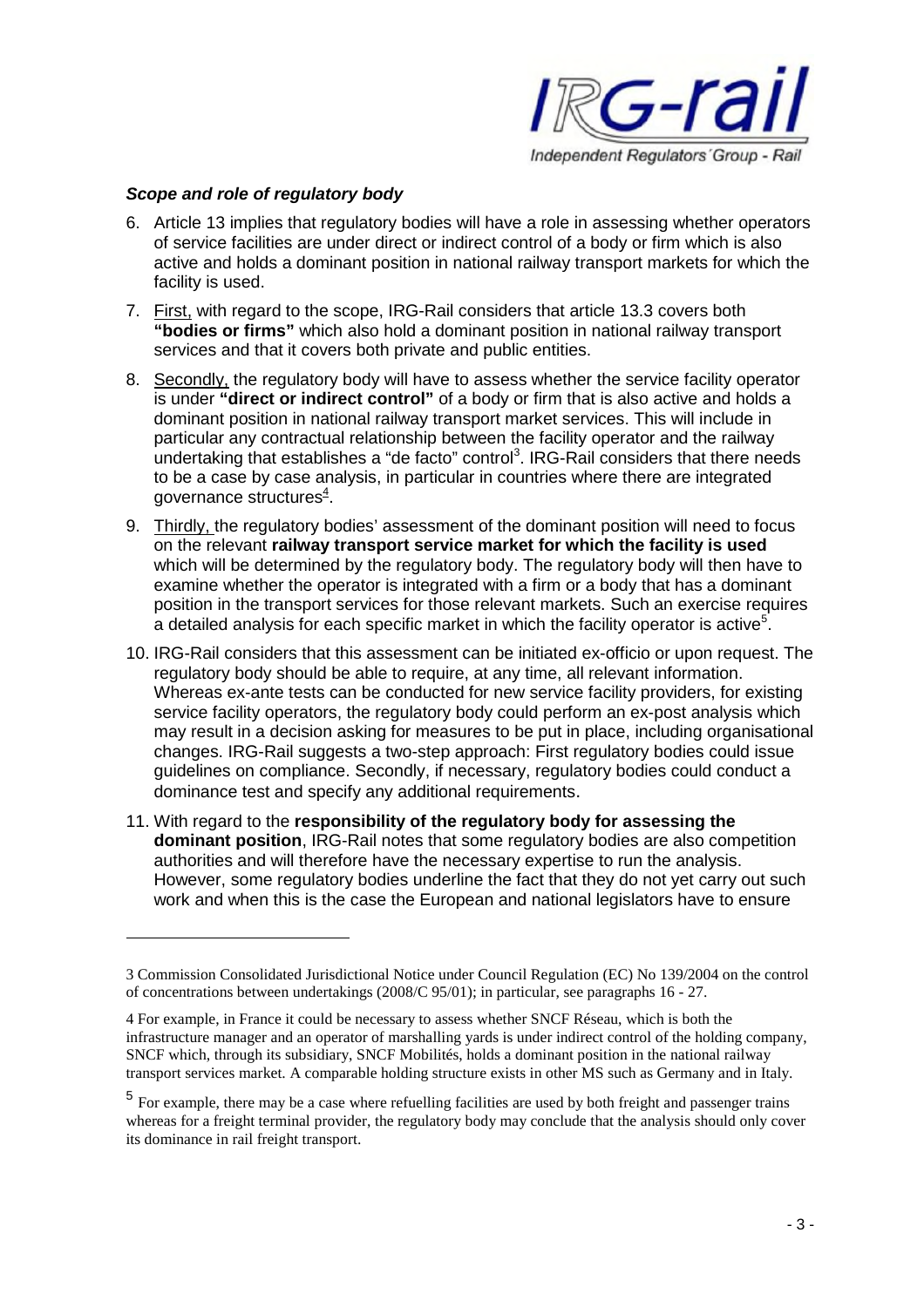***Scope and role of regulatory body***

6. Article 13 implies that regulatory bodies will have a role in assessing whether operators of service facilities are under direct or indirect control of a body or firm which is also active and holds a dominant position in national railway transport markets for which the facility is used.
7. First, with regard to the scope, IRG-Rail considers that article 13.3 covers both **"bodies or firms"** which also hold a dominant position in national railway transport services and that it covers both private and public entities.
8. Secondly, the regulatory body will have to assess whether the service facility operator is under **"direct or indirect control"** of a body or firm that is also active and holds a dominant position in national railway transport market services. This will include in particular any contractual relationship between the facility operator and the railway undertaking that establishes a "de facto" control[3]. IRG-Rail considers that there needs to be a case by case analysis, in particular in countries where there are integrated governance structures[4].
9. Thirdly, the regulatory bodies' assessment of the dominant position will need to focus on the relevant **railway transport service market for which the facility is used** which will be determined by the regulatory body. The regulatory body will then have to examine whether the operator is integrated with a firm or a body that has a dominant position in the transport services for those relevant markets. Such an exercise requires a detailed analysis for each specific market in which the facility operator is active[5].
10. IRG-Rail considers that this assessment can be initiated ex-officio or upon request. The regulatory body should be able to require, at any time, all relevant information. Whereas ex-ante tests can be conducted for new service facility providers, for existing service facility operators, the regulatory body could perform an ex-post analysis which may result in a decision asking for measures to be put in place, including organisational changes. IRG-Rail suggests a two-step approach: First regulatory bodies could issue guidelines on compliance. Secondly, if necessary, regulatory bodies could conduct a dominance test and specify any additional requirements.
11. With regard to the **responsibility of the regulatory body for assessing the dominant position**, IRG-Rail notes that some regulatory bodies are also competition authorities and will therefore have the necessary expertise to run the analysis. However, some regulatory bodies underline the fact that they do not yet carry out such work and when this is the case the European and national legislators have to ensure

---

3 Commission Consolidated Jurisdictional Notice under Council Regulation (EC) No 139/2004 on the control of concentrations between undertakings (2008/C 95/01); in particular, see paragraphs 16 - 27.

4 For example, in France it could be necessary to assess whether SNCF Réseau, which is both the infrastructure manager and an operator of marshalling yards is under indirect control of the holding company, SNCF which, through its subsidiary, SNCF Mobilités, holds a dominant position in the national railway transport services market. A comparable holding structure exists in other MS such as Germany and in Italy.

5 For example, there may be a case where refuelling facilities are used by both freight and passenger trains whereas for a freight terminal provider, the regulatory body may conclude that the analysis should only cover its dominance in rail freight transport.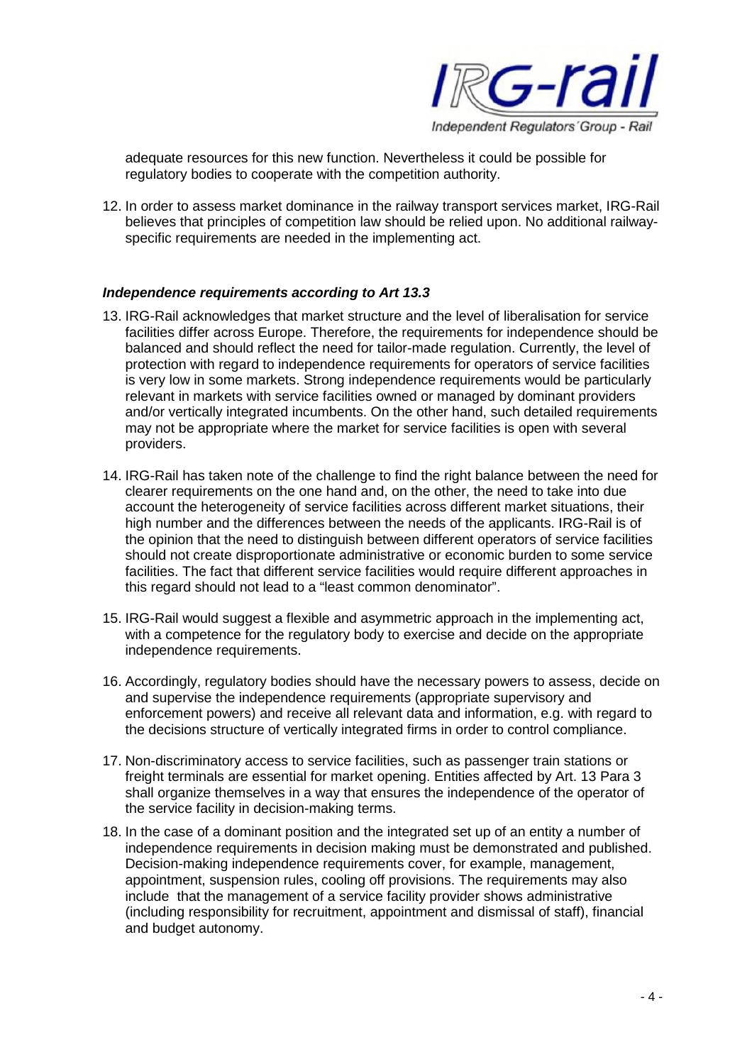adequate resources for this new function. Nevertheless it could be possible for regulatory bodies to cooperate with the competition authority.

12. In order to assess market dominance in the railway transport services market, IRG-Rail believes that principles of competition law should be relied upon. No additional railway-specific requirements are needed in the implementing act.

***Independence requirements according to Art 13.3***

13. IRG-Rail acknowledges that market structure and the level of liberalisation for service facilities differ across Europe. Therefore, the requirements for independence should be balanced and should reflect the need for tailor-made regulation. Currently, the level of protection with regard to independence requirements for operators of service facilities is very low in some markets. Strong independence requirements would be particularly relevant in markets with service facilities owned or managed by dominant providers and/or vertically integrated incumbents. On the other hand, such detailed requirements may not be appropriate where the market for service facilities is open with several providers.

14. IRG-Rail has taken note of the challenge to find the right balance between the need for clearer requirements on the one hand and, on the other, the need to take into due account the heterogeneity of service facilities across different market situations, their high number and the differences between the needs of the applicants. IRG-Rail is of the opinion that the need to distinguish between different operators of service facilities should not create disproportionate administrative or economic burden to some service facilities. The fact that different service facilities would require different approaches in this regard should not lead to a "least common denominator".

15. IRG-Rail would suggest a flexible and asymmetric approach in the implementing act, with a competence for the regulatory body to exercise and decide on the appropriate independence requirements.

16. Accordingly, regulatory bodies should have the necessary powers to assess, decide on and supervise the independence requirements (appropriate supervisory and enforcement powers) and receive all relevant data and information, e.g. with regard to the decisions structure of vertically integrated firms in order to control compliance.

17. Non-discriminatory access to service facilities, such as passenger train stations or freight terminals are essential for market opening. Entities affected by Art. 13 Para 3 shall organize themselves in a way that ensures the independence of the operator of the service facility in decision-making terms.

18. In the case of a dominant position and the integrated set up of an entity a number of independence requirements in decision making must be demonstrated and published. Decision-making independence requirements cover, for example, management, appointment, suspension rules, cooling off provisions. The requirements may also include that the management of a service facility provider shows administrative (including responsibility for recruitment, appointment and dismissal of staff), financial and budget autonomy.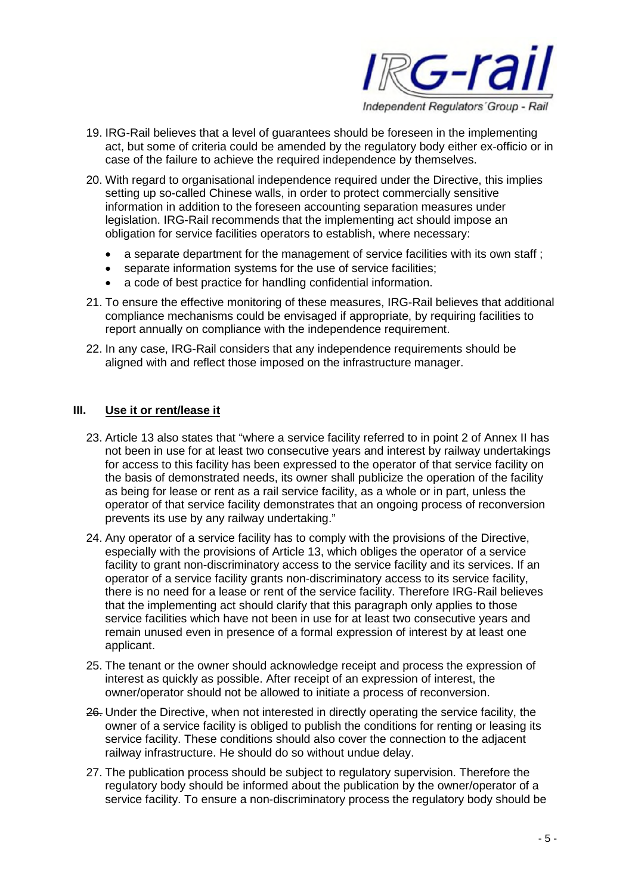19. IRG-Rail believes that a level of guarantees should be foreseen in the implementing act, but some of criteria could be amended by the regulatory body either ex-officio or in case of the failure to achieve the required independence by themselves.

20. With regard to organisational independence required under the Directive, this implies setting up so-called Chinese walls, in order to protect commercially sensitive information in addition to the foreseen accounting separation measures under legislation. IRG-Rail recommends that the implementing act should impose an obligation for service facilities operators to establish, where necessary:

    - a separate department for the management of service facilities with its own staff ;
    - separate information systems for the use of service facilities;
    - a code of best practice for handling confidential information.

21. To ensure the effective monitoring of these measures, IRG-Rail believes that additional compliance mechanisms could be envisaged if appropriate, by requiring facilities to report annually on compliance with the independence requirement.

22. In any case, IRG-Rail considers that any independence requirements should be aligned with and reflect those imposed on the infrastructure manager.

## III. <u>Use it or rent/lease it</u>

23. Article 13 also states that "where a service facility referred to in point 2 of Annex II has not been in use for at least two consecutive years and interest by railway undertakings for access to this facility has been expressed to the operator of that service facility on the basis of demonstrated needs, its owner shall publicize the operation of the facility as being for lease or rent as a rail service facility, as a whole or in part, unless the operator of that service facility demonstrates that an ongoing process of reconversion prevents its use by any railway undertaking."

24. Any operator of a service facility has to comply with the provisions of the Directive, especially with the provisions of Article 13, which obliges the operator of a service facility to grant non-discriminatory access to the service facility and its services. If an operator of a service facility grants non-discriminatory access to its service facility, there is no need for a lease or rent of the service facility. Therefore IRG-Rail believes that the implementing act should clarify that this paragraph only applies to those service facilities which have not been in use for at least two consecutive years and remain unused even in presence of a formal expression of interest by at least one applicant.

25. The tenant or the owner should acknowledge receipt and process the expression of interest as quickly as possible. After receipt of an expression of interest, the owner/operator should not be allowed to initiate a process of reconversion.

26. Under the Directive, when not interested in directly operating the service facility, the owner of a service facility is obliged to publish the conditions for renting or leasing its service facility. These conditions should also cover the connection to the adjacent railway infrastructure. He should do so without undue delay.

27. The publication process should be subject to regulatory supervision. Therefore the regulatory body should be informed about the publication by the owner/operator of a service facility. To ensure a non-discriminatory process the regulatory body should be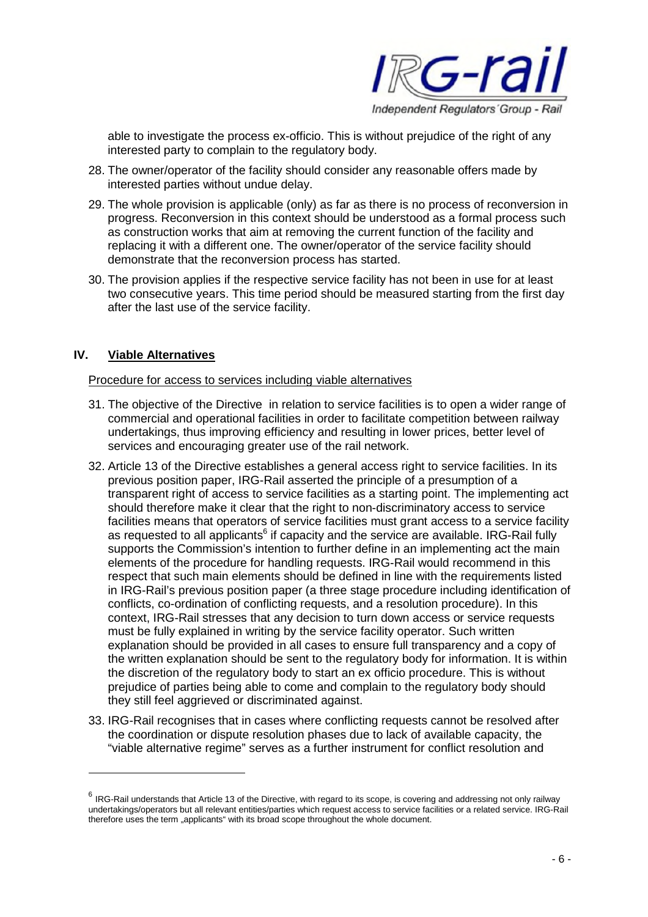able to investigate the process ex-officio. This is without prejudice of the right of any interested party to complain to the regulatory body.

28. The owner/operator of the facility should consider any reasonable offers made by interested parties without undue delay.

29. The whole provision is applicable (only) as far as there is no process of reconversion in progress. Reconversion in this context should be understood as a formal process such as construction works that aim at removing the current function of the facility and replacing it with a different one. The owner/operator of the service facility should demonstrate that the reconversion process has started.

30. The provision applies if the respective service facility has not been in use for at least two consecutive years. This time period should be measured starting from the first day after the last use of the service facility.

## IV. Viable Alternatives

Procedure for access to services including viable alternatives

31. The objective of the Directive in relation to service facilities is to open a wider range of commercial and operational facilities in order to facilitate competition between railway undertakings, thus improving efficiency and resulting in lower prices, better level of services and encouraging greater use of the rail network.

32. Article 13 of the Directive establishes a general access right to service facilities. In its previous position paper, IRG-Rail asserted the principle of a presumption of a transparent right of access to service facilities as a starting point. The implementing act should therefore make it clear that the right to non-discriminatory access to service facilities means that operators of service facilities must grant access to a service facility as requested to all applicants[6] if capacity and the service are available. IRG-Rail fully supports the Commission's intention to further define in an implementing act the main elements of the procedure for handling requests. IRG-Rail would recommend in this respect that such main elements should be defined in line with the requirements listed in IRG-Rail's previous position paper (a three stage procedure including identification of conflicts, co-ordination of conflicting requests, and a resolution procedure). In this context, IRG-Rail stresses that any decision to turn down access or service requests must be fully explained in writing by the service facility operator. Such written explanation should be provided in all cases to ensure full transparency and a copy of the written explanation should be sent to the regulatory body for information. It is within the discretion of the regulatory body to start an ex officio procedure. This is without prejudice of parties being able to come and complain to the regulatory body should they still feel aggrieved or discriminated against.

33. IRG-Rail recognises that in cases where conflicting requests cannot be resolved after the coordination or dispute resolution phases due to lack of available capacity, the "viable alternative regime" serves as a further instrument for conflict resolution and

[6] IRG-Rail understands that Article 13 of the Directive, with regard to its scope, is covering and addressing not only railway undertakings/operators but all relevant entities/parties which request access to service facilities or a related service. IRG-Rail therefore uses the term „applicants" with its broad scope throughout the whole document.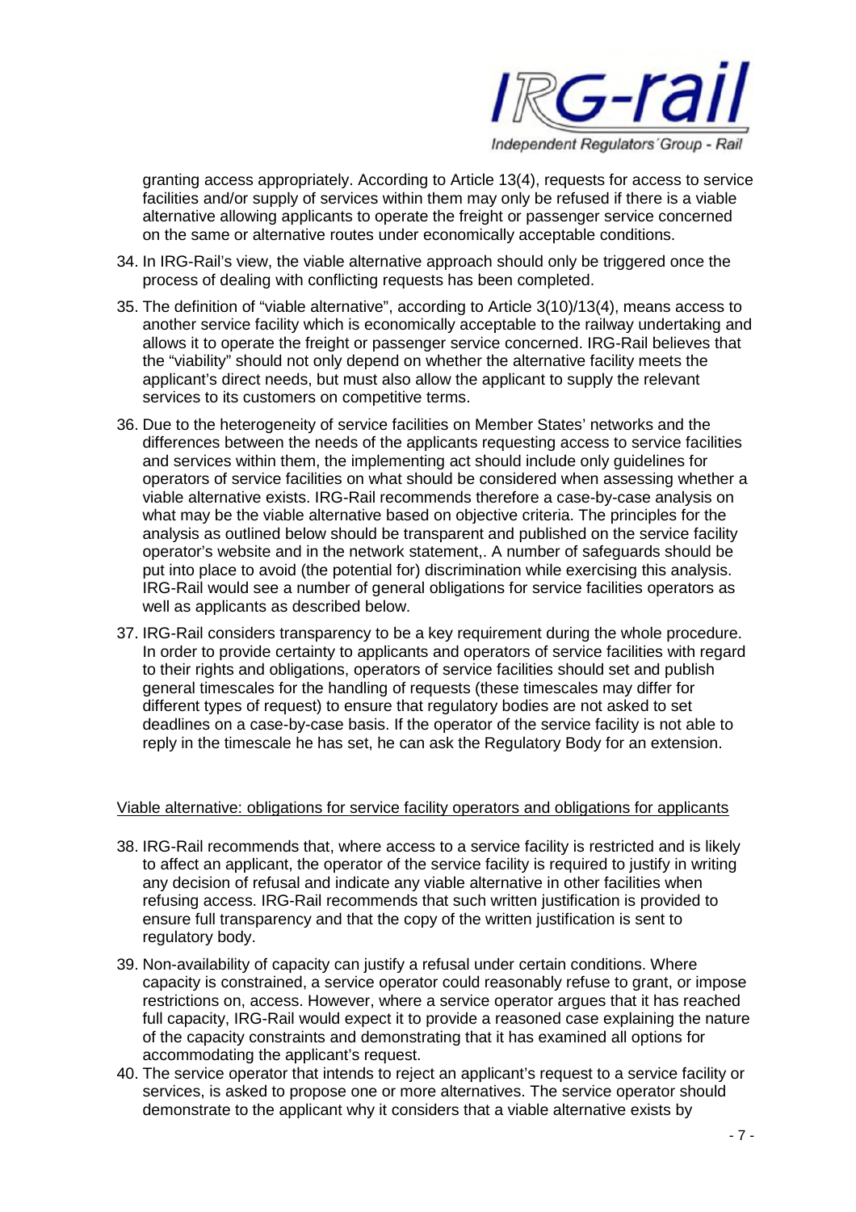granting access appropriately. According to Article 13(4), requests for access to service facilities and/or supply of services within them may only be refused if there is a viable alternative allowing applicants to operate the freight or passenger service concerned on the same or alternative routes under economically acceptable conditions.

34. In IRG-Rail's view, the viable alternative approach should only be triggered once the process of dealing with conflicting requests has been completed.

35. The definition of "viable alternative", according to Article 3(10)/13(4), means access to another service facility which is economically acceptable to the railway undertaking and allows it to operate the freight or passenger service concerned. IRG-Rail believes that the "viability" should not only depend on whether the alternative facility meets the applicant's direct needs, but must also allow the applicant to supply the relevant services to its customers on competitive terms.

36. Due to the heterogeneity of service facilities on Member States' networks and the differences between the needs of the applicants requesting access to service facilities and services within them, the implementing act should include only guidelines for operators of service facilities on what should be considered when assessing whether a viable alternative exists. IRG-Rail recommends therefore a case-by-case analysis on what may be the viable alternative based on objective criteria. The principles for the analysis as outlined below should be transparent and published on the service facility operator's website and in the network statement,. A number of safeguards should be put into place to avoid (the potential for) discrimination while exercising this analysis. IRG-Rail would see a number of general obligations for service facilities operators as well as applicants as described below.

37. IRG-Rail considers transparency to be a key requirement during the whole procedure. In order to provide certainty to applicants and operators of service facilities with regard to their rights and obligations, operators of service facilities should set and publish general timescales for the handling of requests (these timescales may differ for different types of request) to ensure that regulatory bodies are not asked to set deadlines on a case-by-case basis. If the operator of the service facility is not able to reply in the timescale he has set, he can ask the Regulatory Body for an extension.

Viable alternative: obligations for service facility operators and obligations for applicants

38. IRG-Rail recommends that, where access to a service facility is restricted and is likely to affect an applicant, the operator of the service facility is required to justify in writing any decision of refusal and indicate any viable alternative in other facilities when refusing access. IRG-Rail recommends that such written justification is provided to ensure full transparency and that the copy of the written justification is sent to regulatory body.

39. Non-availability of capacity can justify a refusal under certain conditions. Where capacity is constrained, a service operator could reasonably refuse to grant, or impose restrictions on, access. However, where a service operator argues that it has reached full capacity, IRG-Rail would expect it to provide a reasoned case explaining the nature of the capacity constraints and demonstrating that it has examined all options for accommodating the applicant's request.

40. The service operator that intends to reject an applicant's request to a service facility or services, is asked to propose one or more alternatives. The service operator should demonstrate to the applicant why it considers that a viable alternative exists by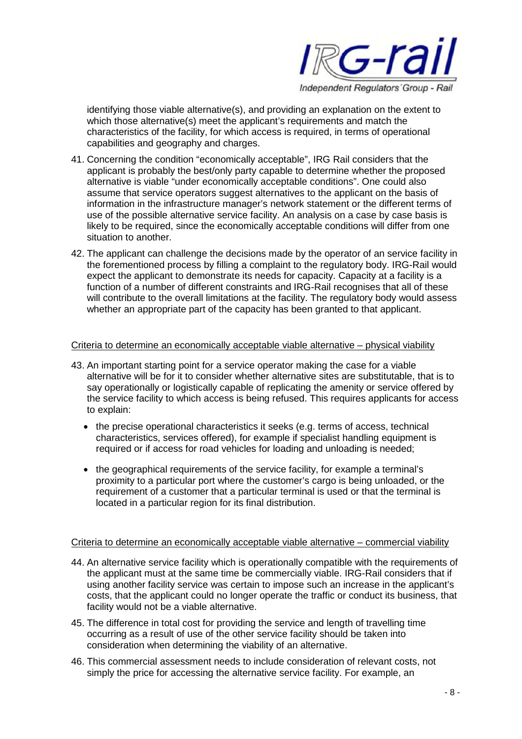identifying those viable alternative(s), and providing an explanation on the extent to which those alternative(s) meet the applicant's requirements and match the characteristics of the facility, for which access is required, in terms of operational capabilities and geography and charges.

41. Concerning the condition "economically acceptable", IRG Rail considers that the applicant is probably the best/only party capable to determine whether the proposed alternative is viable "under economically acceptable conditions". One could also assume that service operators suggest alternatives to the applicant on the basis of information in the infrastructure manager's network statement or the different terms of use of the possible alternative service facility. An analysis on a case by case basis is likely to be required, since the economically acceptable conditions will differ from one situation to another.

42. The applicant can challenge the decisions made by the operator of an service facility in the forementioned process by filling a complaint to the regulatory body. IRG-Rail would expect the applicant to demonstrate its needs for capacity. Capacity at a facility is a function of a number of different constraints and IRG-Rail recognises that all of these will contribute to the overall limitations at the facility. The regulatory body would assess whether an appropriate part of the capacity has been granted to that applicant.

<u>Criteria to determine an economically acceptable viable alternative – physical viability</u>

43. An important starting point for a service operator making the case for a viable alternative will be for it to consider whether alternative sites are substitutable, that is to say operationally or logistically capable of replicating the amenity or service offered by the service facility to which access is being refused. This requires applicants for access to explain:

    - the precise operational characteristics it seeks (e.g. terms of access, technical characteristics, services offered), for example if specialist handling equipment is required or if access for road vehicles for loading and unloading is needed;
    - the geographical requirements of the service facility, for example a terminal's proximity to a particular port where the customer's cargo is being unloaded, or the requirement of a customer that a particular terminal is used or that the terminal is located in a particular region for its final distribution.

<u>Criteria to determine an economically acceptable viable alternative – commercial viability</u>

44. An alternative service facility which is operationally compatible with the requirements of the applicant must at the same time be commercially viable. IRG-Rail considers that if using another facility service was certain to impose such an increase in the applicant's costs, that the applicant could no longer operate the traffic or conduct its business, that facility would not be a viable alternative.

45. The difference in total cost for providing the service and length of travelling time occurring as a result of use of the other service facility should be taken into consideration when determining the viability of an alternative.

46. This commercial assessment needs to include consideration of relevant costs, not simply the price for accessing the alternative service facility. For example, an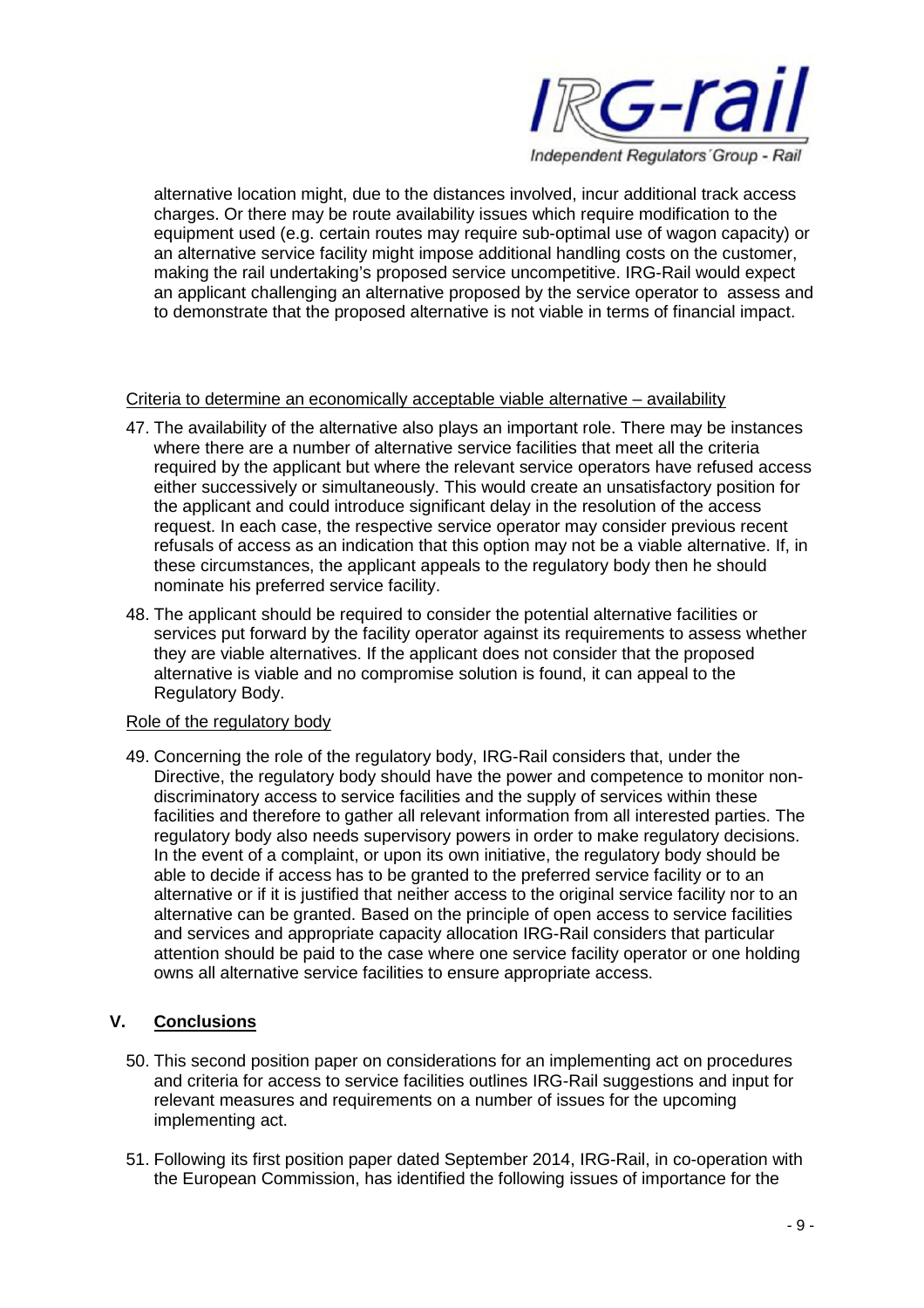alternative location might, due to the distances involved, incur additional track access charges. Or there may be route availability issues which require modification to the equipment used (e.g. certain routes may require sub-optimal use of wagon capacity) or an alternative service facility might impose additional handling costs on the customer, making the rail undertaking's proposed service uncompetitive. IRG-Rail would expect an applicant challenging an alternative proposed by the service operator to assess and to demonstrate that the proposed alternative is not viable in terms of financial impact.

Criteria to determine an economically acceptable viable alternative – availability

47. The availability of the alternative also plays an important role. There may be instances where there are a number of alternative service facilities that meet all the criteria required by the applicant but where the relevant service operators have refused access either successively or simultaneously. This would create an unsatisfactory position for the applicant and could introduce significant delay in the resolution of the access request. In each case, the respective service operator may consider previous recent refusals of access as an indication that this option may not be a viable alternative. If, in these circumstances, the applicant appeals to the regulatory body then he should nominate his preferred service facility.

48. The applicant should be required to consider the potential alternative facilities or services put forward by the facility operator against its requirements to assess whether they are viable alternatives. If the applicant does not consider that the proposed alternative is viable and no compromise solution is found, it can appeal to the Regulatory Body.

Role of the regulatory body

49. Concerning the role of the regulatory body, IRG-Rail considers that, under the Directive, the regulatory body should have the power and competence to monitor non-discriminatory access to service facilities and the supply of services within these facilities and therefore to gather all relevant information from all interested parties. The regulatory body also needs supervisory powers in order to make regulatory decisions. In the event of a complaint, or upon its own initiative, the regulatory body should be able to decide if access has to be granted to the preferred service facility or to an alternative or if it is justified that neither access to the original service facility nor to an alternative can be granted. Based on the principle of open access to service facilities and services and appropriate capacity allocation IRG-Rail considers that particular attention should be paid to the case where one service facility operator or one holding owns all alternative service facilities to ensure appropriate access.

## V. Conclusions

50. This second position paper on considerations for an implementing act on procedures and criteria for access to service facilities outlines IRG-Rail suggestions and input for relevant measures and requirements on a number of issues for the upcoming implementing act.

51. Following its first position paper dated September 2014, IRG-Rail, in co-operation with the European Commission, has identified the following issues of importance for the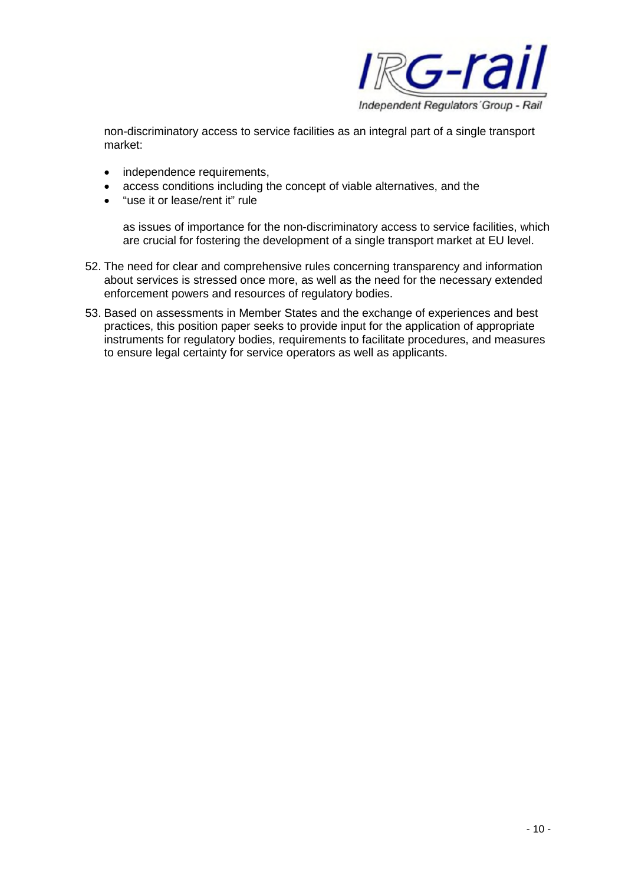non-discriminatory access to service facilities as an integral part of a single transport market:

- independence requirements,
- access conditions including the concept of viable alternatives, and the
- "use it or lease/rent it" rule

  as issues of importance for the non-discriminatory access to service facilities, which are crucial for fostering the development of a single transport market at EU level.

52. The need for clear and comprehensive rules concerning transparency and information about services is stressed once more, as well as the need for the necessary extended enforcement powers and resources of regulatory bodies.
53. Based on assessments in Member States and the exchange of experiences and best practices, this position paper seeks to provide input for the application of appropriate instruments for regulatory bodies, requirements to facilitate procedures, and measures to ensure legal certainty for service operators as well as applicants.